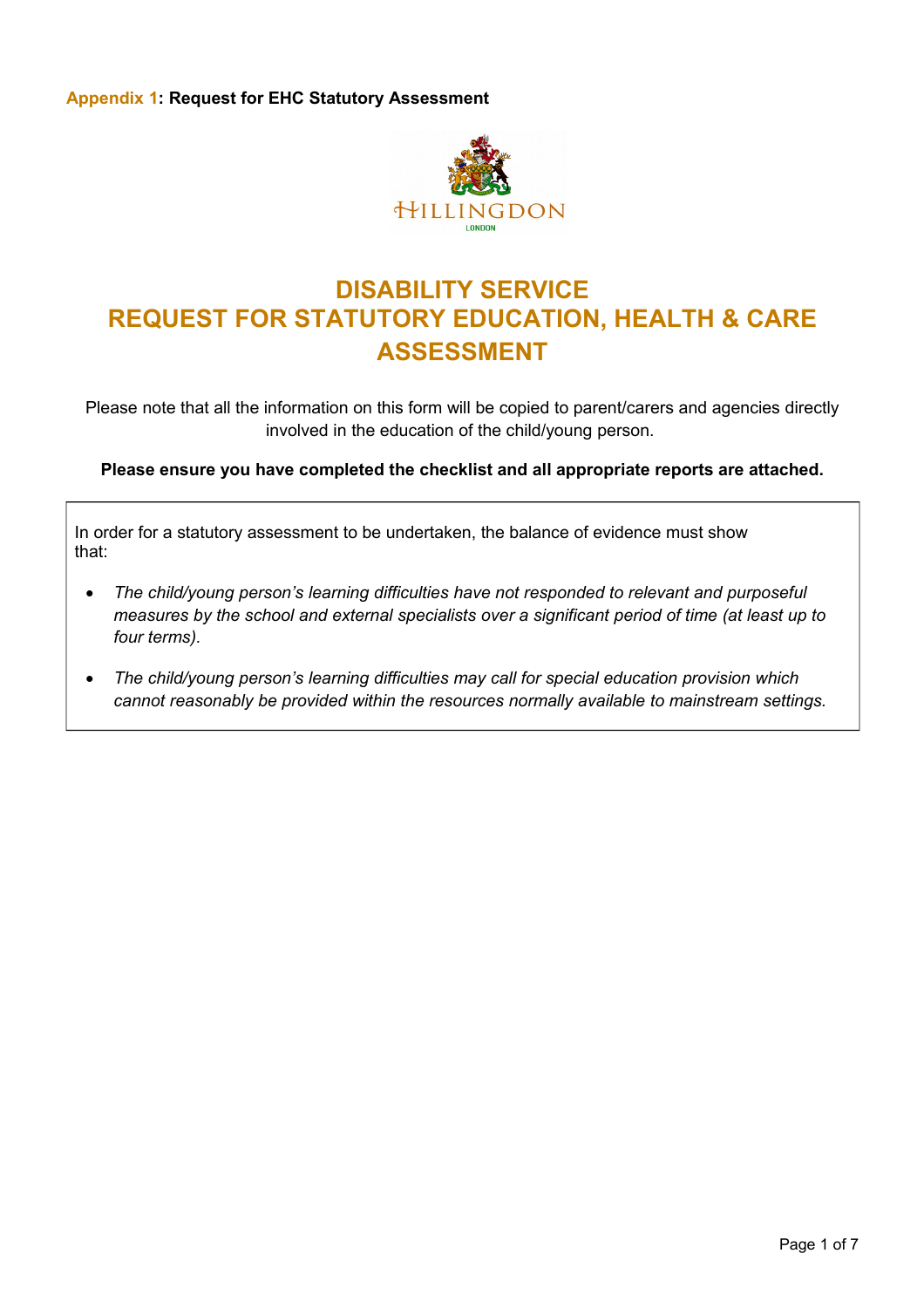**Appendix 1: Request for EHC Statutory Assessment**

HILLINGDON
LONDON

# DISABILITY SERVICE
# REQUEST FOR STATUTORY EDUCATION, HEALTH & CARE ASSESSMENT

Please note that all the information on this form will be copied to parent/carers and agencies directly involved in the education of the child/young person.

**Please ensure you have completed the checklist and all appropriate reports are attached.**

In order for a statutory assessment to be undertaken, the balance of evidence must show that:

- *The child/young person's learning difficulties have not responded to relevant and purposeful measures by the school and external specialists over a significant period of time (at least up to four terms).*
- *The child/young person's learning difficulties may call for special education provision which cannot reasonably be provided within the resources normally available to mainstream settings.*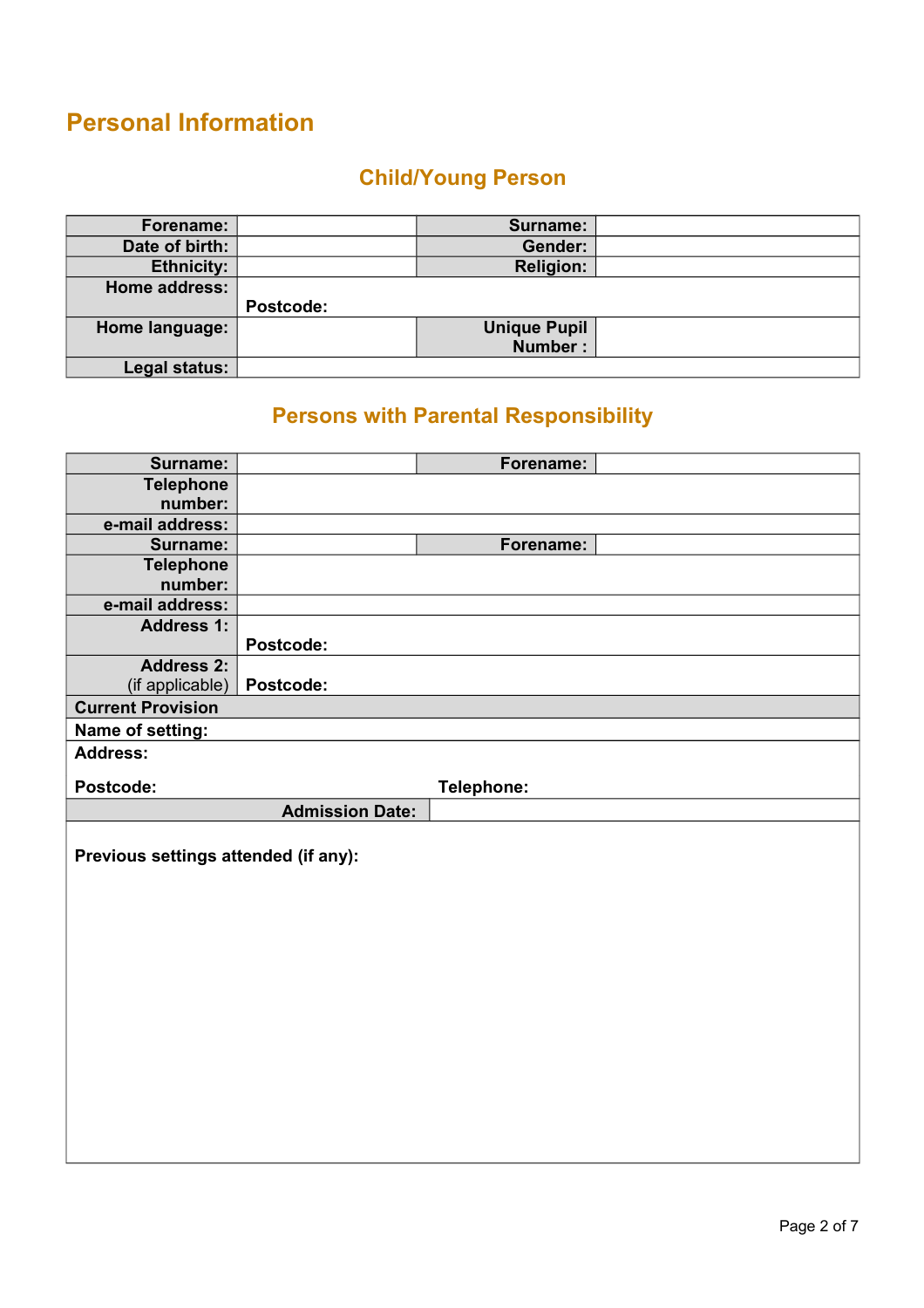# Personal Information

## Child/Young Person

| Forename: | | Surname: | |
|---|---|---|---|
| Date of birth: | | Gender: | |
| Ethnicity: | | Religion: | |
| Home address: | Postcode: | | |
| Home language: | | Unique Pupil Number : | |
| Legal status: | | | |

## Persons with Parental Responsibility

| Surname: | | Forename: | |
|---|---|---|---|
| Telephone number: | | | |
| e-mail address: | | | |
| Surname: | | Forename: | |
| Telephone number: | | | |
| e-mail address: | | | |
| Address 1: | Postcode: | | |
| Address 2: (if applicable) | Postcode: | | |
| **Current Provision** | | | |
| **Name of setting:** | | | |
| **Address:** | | | |
| **Postcode:** | | **Telephone:** | |
| **Admission Date:** | | | |

**Previous settings attended (if any):**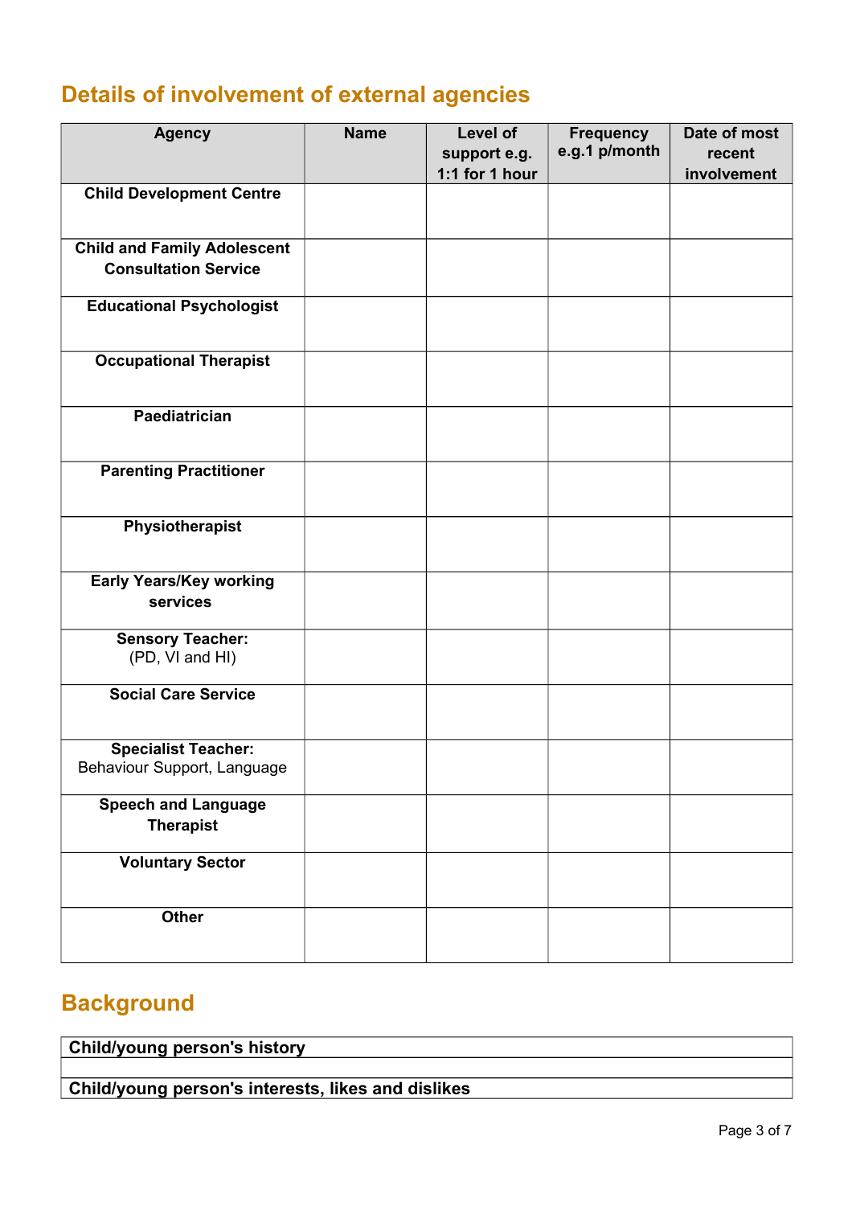## Details of involvement of external agencies

| Agency | Name | Level of support e.g. 1:1 for 1 hour | Frequency e.g.1 p/month | Date of most recent involvement |
|---|---|---|---|---|
| **Child Development Centre** | | | | |
| **Child and Family Adolescent Consultation Service** | | | | |
| **Educational Psychologist** | | | | |
| **Occupational Therapist** | | | | |
| **Paediatrician** | | | | |
| **Parenting Practitioner** | | | | |
| **Physiotherapist** | | | | |
| **Early Years/Key working services** | | | | |
| **Sensory Teacher:** (PD, VI and HI) | | | | |
| **Social Care Service** | | | | |
| **Specialist Teacher:** Behaviour Support, Language | | | | |
| **Speech and Language Therapist** | | | | |
| **Voluntary Sector** | | | | |
| **Other** | | | | |

## Background

| **Child/young person's history** |
|---|
| |
| **Child/young person's interests, likes and dislikes** |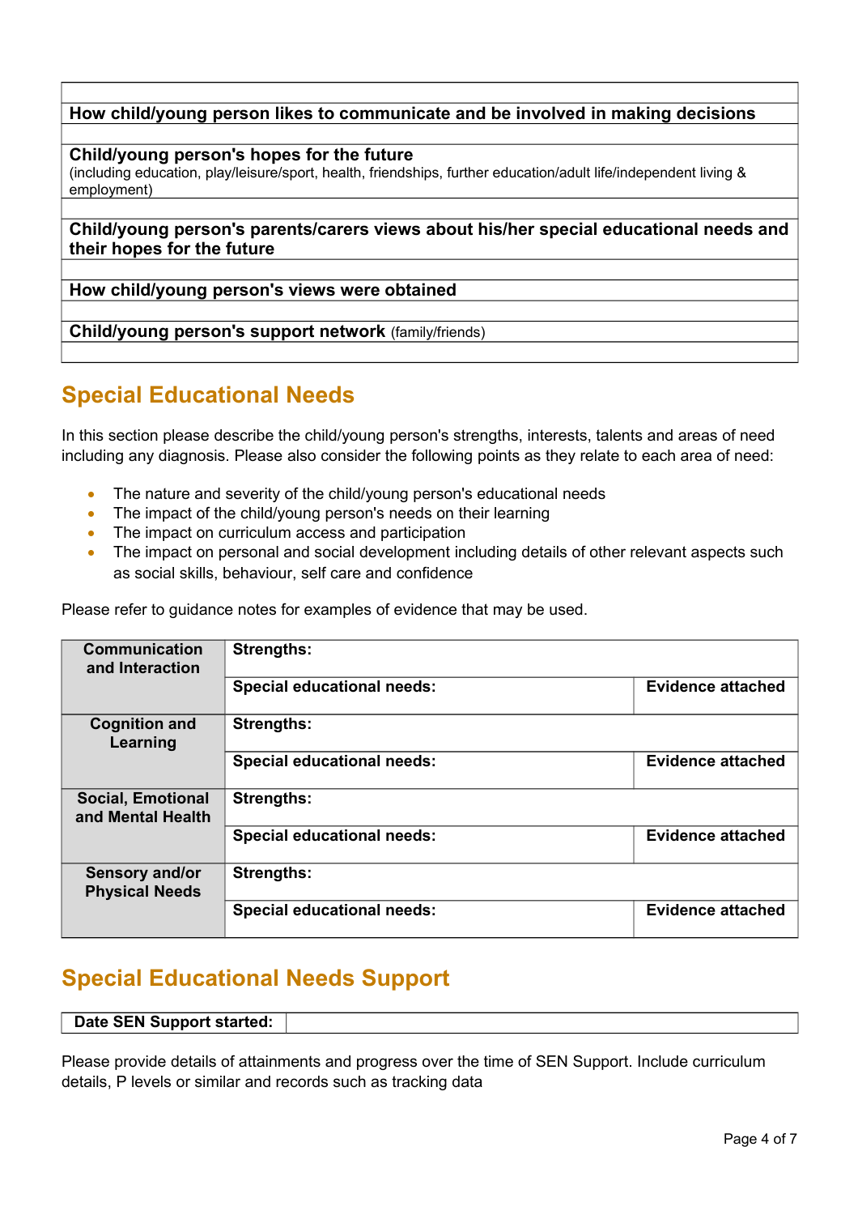| |
|---|
| |
| **How child/young person likes to communicate and be involved in making decisions** |
| |
| **Child/young person's hopes for the future** (including education, play/leisure/sport, health, friendships, further education/adult life/independent living & employment) |
| |
| **Child/young person's parents/carers views about his/her special educational needs and their hopes for the future** |
| |
| **How child/young person's views were obtained** |
| |
| **Child/young person's support network** (family/friends) |
| |

## Special Educational Needs

In this section please describe the child/young person's strengths, interests, talents and areas of need including any diagnosis. Please also consider the following points as they relate to each area of need:

- The nature and severity of the child/young person's educational needs
- The impact of the child/young person's needs on their learning
- The impact on curriculum access and participation
- The impact on personal and social development including details of other relevant aspects such as social skills, behaviour, self care and confidence

Please refer to guidance notes for examples of evidence that may be used.

| | | |
|---|---|---|
| **Communication and Interaction** | **Strengths:** | |
| | **Special educational needs:** | **Evidence attached** |
| **Cognition and Learning** | **Strengths:** | |
| | **Special educational needs:** | **Evidence attached** |
| **Social, Emotional and Mental Health** | **Strengths:** | |
| | **Special educational needs:** | **Evidence attached** |
| **Sensory and/or Physical Needs** | **Strengths:** | |
| | **Special educational needs:** | **Evidence attached** |

## Special Educational Needs Support

| **Date SEN Support started:** | |
|---|---|

Please provide details of attainments and progress over the time of SEN Support. Include curriculum details, P levels or similar and records such as tracking data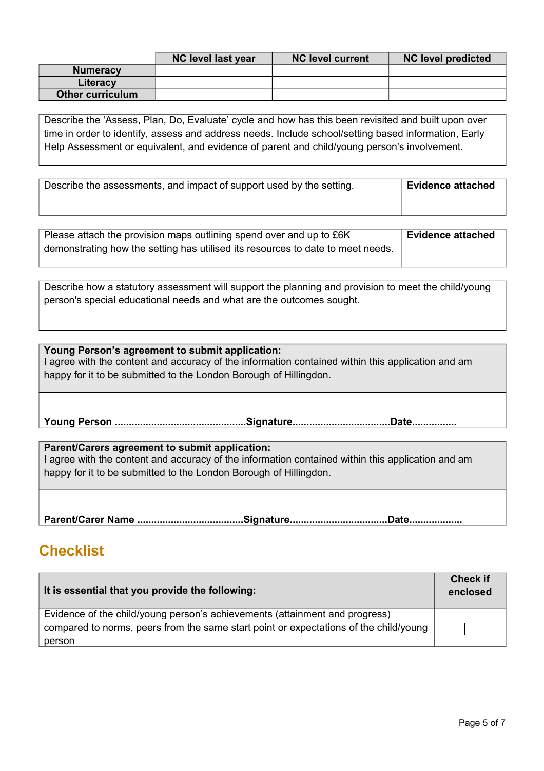| | NC level last year | NC level current | NC level predicted |
|---|---|---|---|
| **Numeracy** | | | |
| **Literacy** | | | |
| **Other curriculum** | | | |

| Describe the 'Assess, Plan, Do, Evaluate' cycle and how has this been revisited and built upon over time in order to identify, assess and address needs. Include school/setting based information, Early Help Assessment or equivalent, and evidence of parent and child/young person's involvement. |
|---|
| |

| Describe the assessments, and impact of support used by the setting. | **Evidence attached** |
|---|---|
| | |

| Please attach the provision maps outlining spend over and up to £6K demonstrating how the setting has utilised its resources to date to meet needs. | **Evidence attached** |
|---|---|
| | |

| Describe how a statutory assessment will support the planning and provision to meet the child/young person's special educational needs and what are the outcomes sought. |
|---|
| |

| **Young Person's agreement to submit application:** I agree with the content and accuracy of the information contained within this application and am happy for it to be submitted to the London Borough of Hillingdon. |
|---|
| **Young Person ...............................................Signature..................................Date................** |

| **Parent/Carers agreement to submit application:** I agree with the content and accuracy of the information contained within this application and am happy for it to be submitted to the London Borough of Hillingdon. |
|---|
| **Parent/Carer Name .....................................Signature..................................Date..................** |

## Checklist

| **It is essential that you provide the following:** | **Check if enclosed** |
|---|---|
| Evidence of the child/young person's achievements (attainment and progress) compared to norms, peers from the same start point or expectations of the child/young person | ☐ |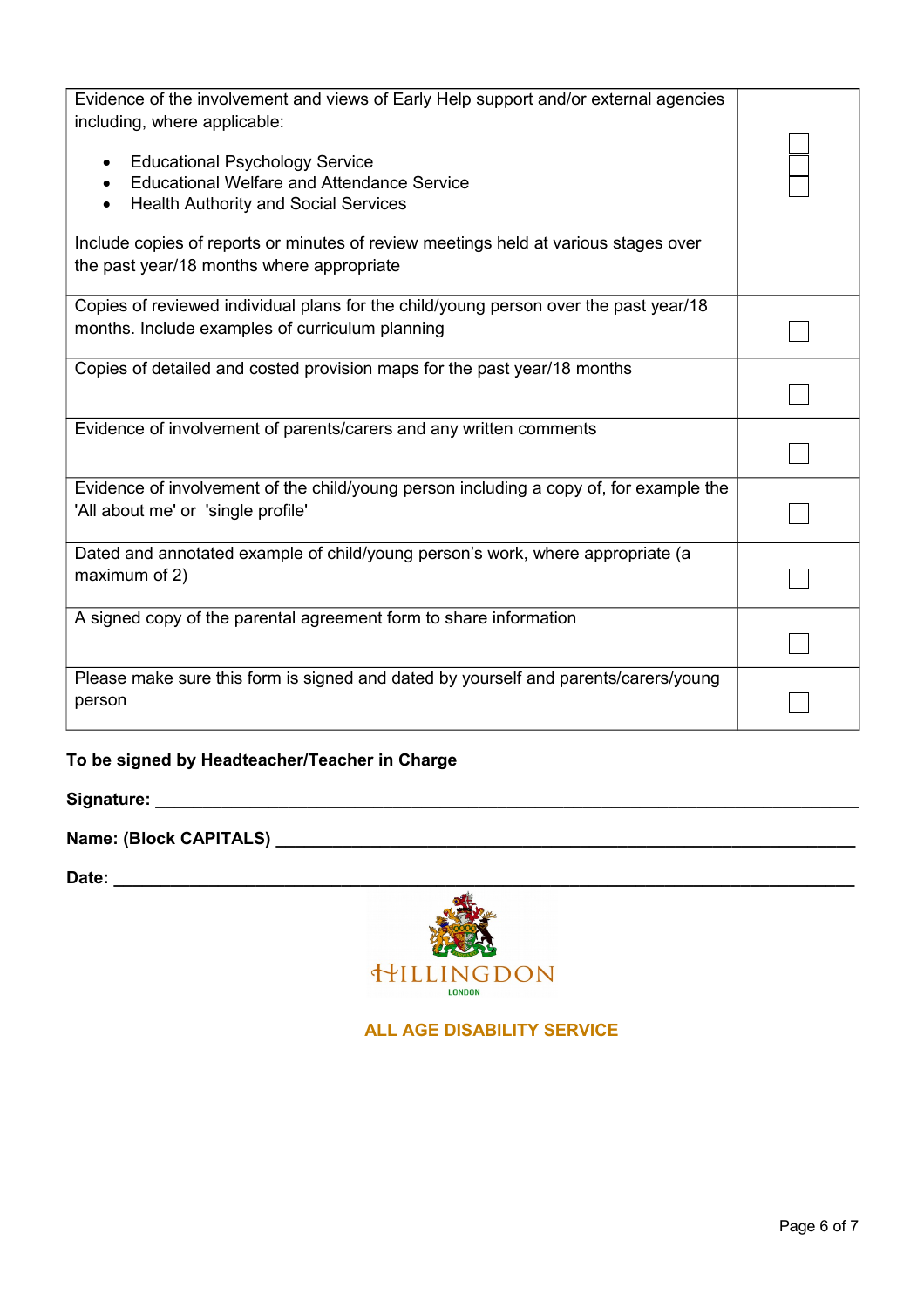| | |
|---|---|
| Evidence of the involvement and views of Early Help support and/or external agencies including, where applicable:<br><br>• Educational Psychology Service<br>• Educational Welfare and Attendance Service<br>• Health Authority and Social Services<br><br>Include copies of reports or minutes of review meetings held at various stages over the past year/18 months where appropriate | ☐<br>☐<br>☐ |
| Copies of reviewed individual plans for the child/young person over the past year/18 months. Include examples of curriculum planning | ☐ |
| Copies of detailed and costed provision maps for the past year/18 months | ☐ |
| Evidence of involvement of parents/carers and any written comments | ☐ |
| Evidence of involvement of the child/young person including a copy of, for example the 'All about me' or 'single profile' | ☐ |
| Dated and annotated example of child/young person's work, where appropriate (a maximum of 2) | ☐ |
| A signed copy of the parental agreement form to share information | ☐ |
| Please make sure this form is signed and dated by yourself and parents/carers/young person | ☐ |

**To be signed by Headteacher/Teacher in Charge**

**Signature:** ______________________________________________

**Name: (Block CAPITALS)** ______________________________________________

**Date:** ______________________________________________

HILLINGDON
LONDON

**ALL AGE DISABILITY SERVICE**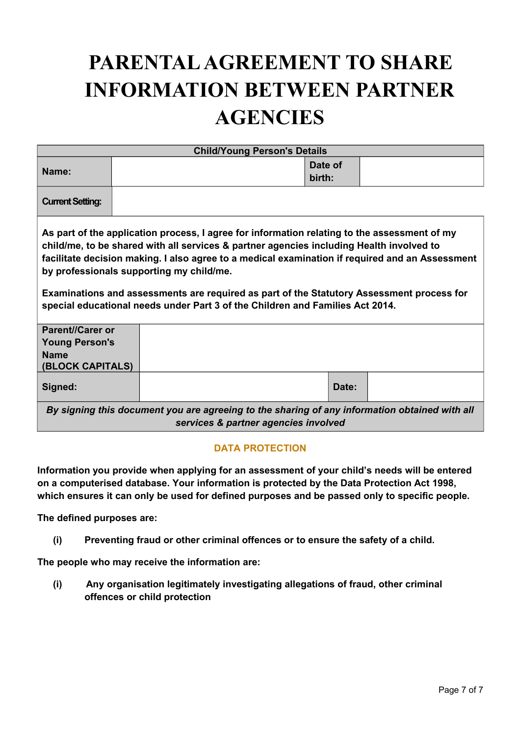# PARENTAL AGREEMENT TO SHARE INFORMATION BETWEEN PARTNER AGENCIES

| Child/Young Person's Details | | | |
|---|---|---|---|
| **Name:** | | **Date of birth:** | |
| **Current Setting:** | | | |

**As part of the application process, I agree for information relating to the assessment of my child/me, to be shared with all services & partner agencies including Health involved to facilitate decision making. I also agree to a medical examination if required and an Assessment by professionals supporting my child/me.**

**Examinations and assessments are required as part of the Statutory Assessment process for special educational needs under Part 3 of the Children and Families Act 2014.**

| | | | |
|---|---|---|---|
| **Parent//Carer or Young Person's Name (BLOCK CAPITALS)** | | | |
| **Signed:** | | **Date:** | |

***By signing this document you are agreeing to the sharing of any information obtained with all services & partner agencies involved***

## DATA PROTECTION

**Information you provide when applying for an assessment of your child's needs will be entered on a computerised database. Your information is protected by the Data Protection Act 1998, which ensures it can only be used for defined purposes and be passed only to specific people.**

**The defined purposes are:**

**(i) Preventing fraud or other criminal offences or to ensure the safety of a child.**

**The people who may receive the information are:**

**(i) Any organisation legitimately investigating allegations of fraud, other criminal offences or child protection**